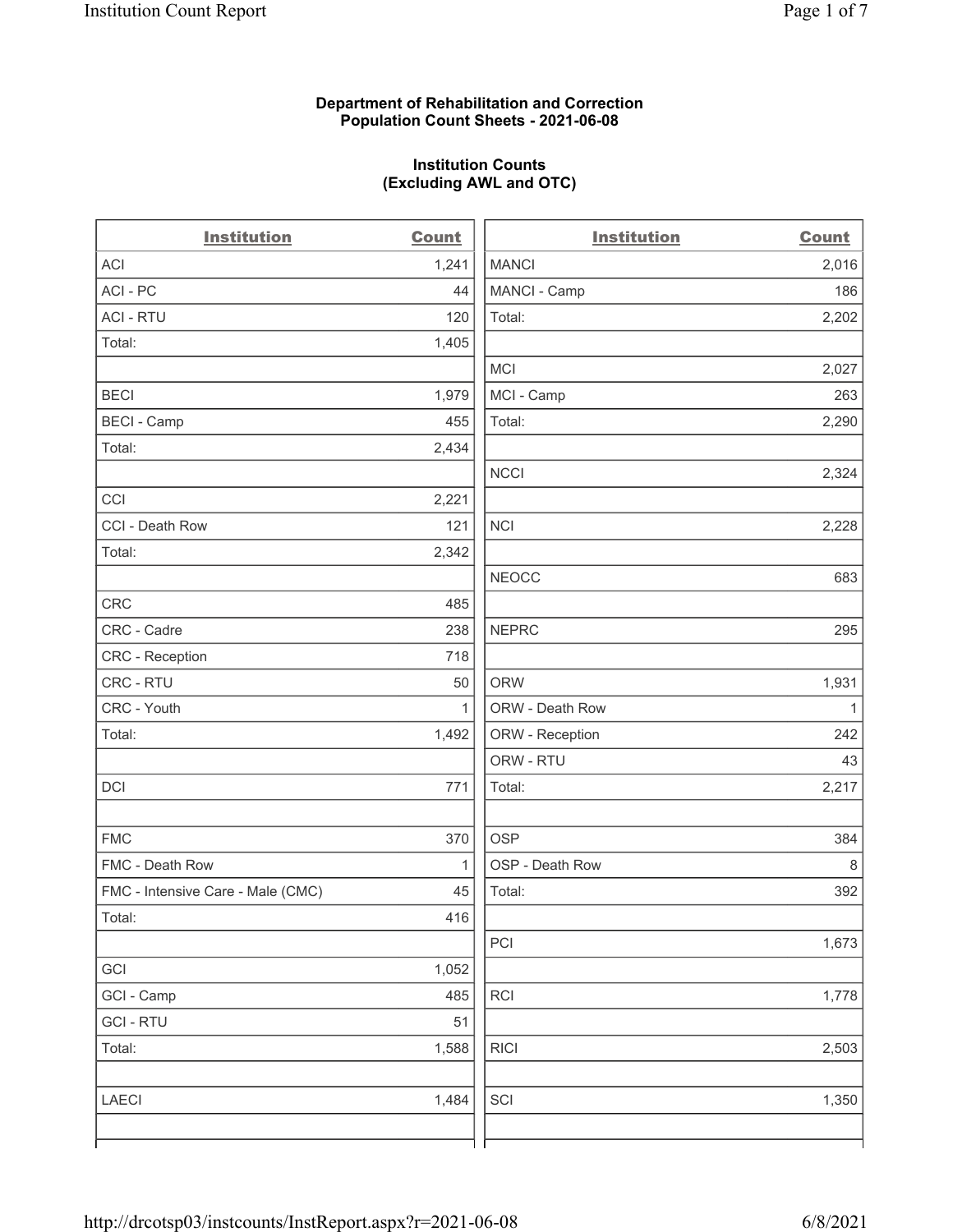**Department of Rehabilitation and Correction**
**Population Count Sheets - 2021-06-08**

**Institution Counts**
**(Excluding AWL and OTC)**

| Institution | Count |
|---|---|
| ACI | 1,241 |
| ACI - PC | 44 |
| ACI - RTU | 120 |
| Total: | 1,405 |
| | |
| BECI | 1,979 |
| BECI - Camp | 455 |
| Total: | 2,434 |
| | |
| CCI | 2,221 |
| CCI - Death Row | 121 |
| Total: | 2,342 |
| | |
| CRC | 485 |
| CRC - Cadre | 238 |
| CRC - Reception | 718 |
| CRC - RTU | 50 |
| CRC - Youth | 1 |
| Total: | 1,492 |
| | |
| DCI | 771 |
| | |
| FMC | 370 |
| FMC - Death Row | 1 |
| FMC - Intensive Care - Male (CMC) | 45 |
| Total: | 416 |
| | |
| GCI | 1,052 |
| GCI - Camp | 485 |
| GCI - RTU | 51 |
| Total: | 1,588 |
| | |
| LAECI | 1,484 |
| | |
| MANCI | 2,016 |
| MANCI - Camp | 186 |
| Total: | 2,202 |
| | |
| MCI | 2,027 |
| MCI - Camp | 263 |
| Total: | 2,290 |
| | |
| NCCI | 2,324 |
| | |
| NCI | 2,228 |
| | |
| NEOCC | 683 |
| | |
| NEPRC | 295 |
| | |
| ORW | 1,931 |
| ORW - Death Row | 1 |
| ORW - Reception | 242 |
| ORW - RTU | 43 |
| Total: | 2,217 |
| | |
| OSP | 384 |
| OSP - Death Row | 8 |
| Total: | 392 |
| | |
| PCI | 1,673 |
| | |
| RCI | 1,778 |
| | |
| RICI | 2,503 |
| | |
| SCI | 1,350 |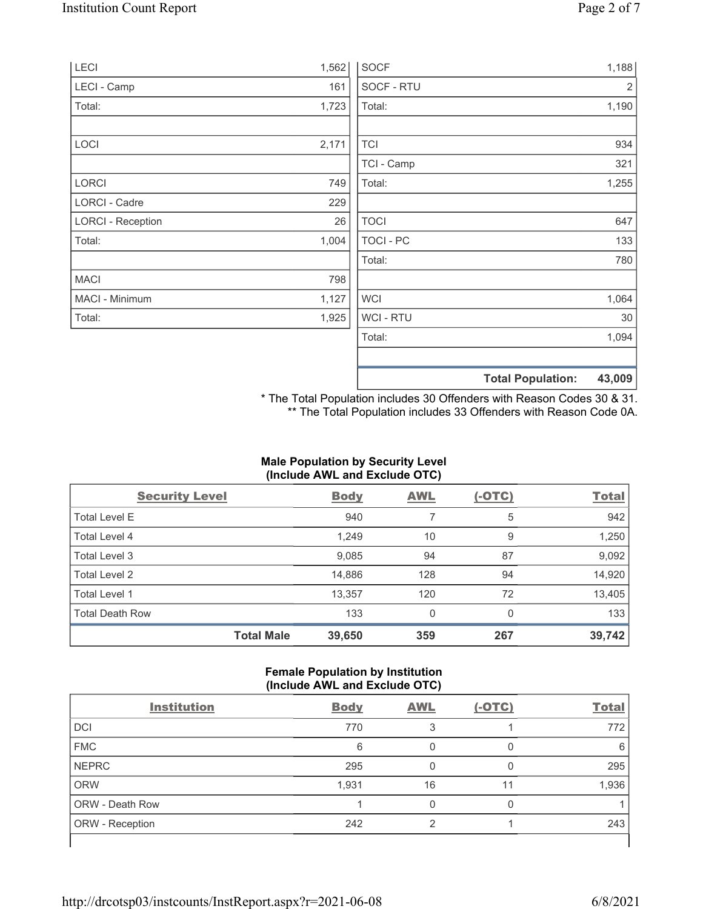| | |
|---|---|
| LECI | 1,562 |
| LECI - Camp | 161 |
| Total: | 1,723 |
| | |
| LOCI | 2,171 |
| | |
| LORCI | 749 |
| LORCI - Cadre | 229 |
| LORCI - Reception | 26 |
| Total: | 1,004 |
| | |
| MACI | 798 |
| MACI - Minimum | 1,127 |
| Total: | 1,925 |

| | |
|---|---|
| SOCF | 1,188 |
| SOCF - RTU | 2 |
| Total: | 1,190 |
| | |
| TCI | 934 |
| TCI - Camp | 321 |
| Total: | 1,255 |
| | |
| TOCI | 647 |
| TOCI - PC | 133 |
| Total: | 780 |
| | |
| WCI | 1,064 |
| WCI - RTU | 30 |
| Total: | 1,094 |
| | |
| **Total Population:** | **43,009** |

\* The Total Population includes 30 Offenders with Reason Codes 30 & 31.
\** The Total Population includes 33 Offenders with Reason Code 0A.

### Male Population by Security Level (Include AWL and Exclude OTC)

| Security Level | Body | AWL | (-OTC) | Total |
|---|---|---|---|---|
| Total Level E | 940 | 7 | 5 | 942 |
| Total Level 4 | 1,249 | 10 | 9 | 1,250 |
| Total Level 3 | 9,085 | 94 | 87 | 9,092 |
| Total Level 2 | 14,886 | 128 | 94 | 14,920 |
| Total Level 1 | 13,357 | 120 | 72 | 13,405 |
| Total Death Row | 133 | 0 | 0 | 133 |
| **Total Male** | **39,650** | **359** | **267** | **39,742** |

### Female Population by Institution (Include AWL and Exclude OTC)

| Institution | Body | AWL | (-OTC) | Total |
|---|---|---|---|---|
| DCI | 770 | 3 | 1 | 772 |
| FMC | 6 | 0 | 0 | 6 |
| NEPRC | 295 | 0 | 0 | 295 |
| ORW | 1,931 | 16 | 11 | 1,936 |
| ORW - Death Row | 1 | 0 | 0 | 1 |
| ORW - Reception | 242 | 2 | 1 | 243 |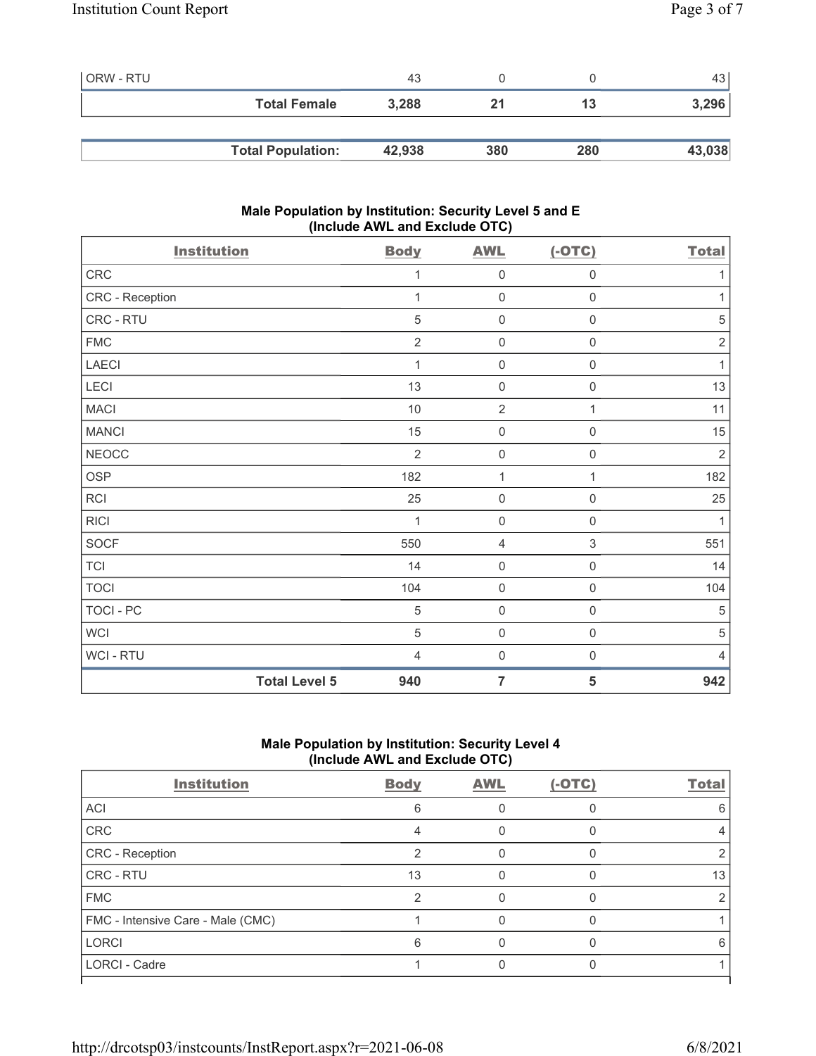| | | | | |
|---|---|---|---|---|
| ORW - RTU | 43 | 0 | 0 | 43 |
| **Total Female** | **3,288** | **21** | **13** | **3,296** |

| | | | | |
|---|---|---|---|---|
| **Total Population:** | **42,938** | **380** | **280** | **43,038** |

### Male Population by Institution: Security Level 5 and E (Include AWL and Exclude OTC)

| Institution | Body | AWL | (-OTC) | Total |
|---|---|---|---|---|
| CRC | 1 | 0 | 0 | 1 |
| CRC - Reception | 1 | 0 | 0 | 1 |
| CRC - RTU | 5 | 0 | 0 | 5 |
| FMC | 2 | 0 | 0 | 2 |
| LAECI | 1 | 0 | 0 | 1 |
| LECI | 13 | 0 | 0 | 13 |
| MACI | 10 | 2 | 1 | 11 |
| MANCI | 15 | 0 | 0 | 15 |
| NEOCC | 2 | 0 | 0 | 2 |
| OSP | 182 | 1 | 1 | 182 |
| RCI | 25 | 0 | 0 | 25 |
| RICI | 1 | 0 | 0 | 1 |
| SOCF | 550 | 4 | 3 | 551 |
| TCI | 14 | 0 | 0 | 14 |
| TOCI | 104 | 0 | 0 | 104 |
| TOCI - PC | 5 | 0 | 0 | 5 |
| WCI | 5 | 0 | 0 | 5 |
| WCI - RTU | 4 | 0 | 0 | 4 |
| **Total Level 5** | **940** | **7** | **5** | **942** |

### Male Population by Institution: Security Level 4 (Include AWL and Exclude OTC)

| Institution | Body | AWL | (-OTC) | Total |
|---|---|---|---|---|
| ACI | 6 | 0 | 0 | 6 |
| CRC | 4 | 0 | 0 | 4 |
| CRC - Reception | 2 | 0 | 0 | 2 |
| CRC - RTU | 13 | 0 | 0 | 13 |
| FMC | 2 | 0 | 0 | 2 |
| FMC - Intensive Care - Male (CMC) | 1 | 0 | 0 | 1 |
| LORCI | 6 | 0 | 0 | 6 |
| LORCI - Cadre | 1 | 0 | 0 | 1 |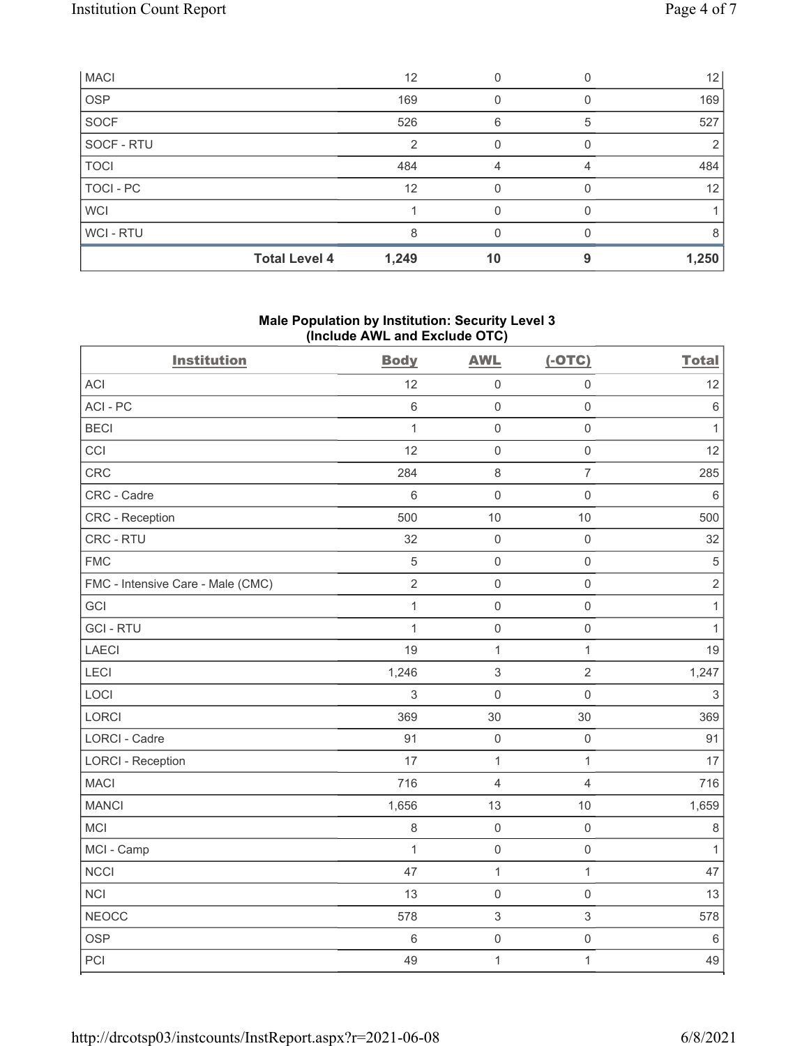| | | | | |
|---|---|---|---|---|
| MACI | 12 | 0 | 0 | 12 |
| OSP | 169 | 0 | 0 | 169 |
| SOCF | 526 | 6 | 5 | 527 |
| SOCF - RTU | 2 | 0 | 0 | 2 |
| TOCI | 484 | 4 | 4 | 484 |
| TOCI - PC | 12 | 0 | 0 | 12 |
| WCI | 1 | 0 | 0 | 1 |
| WCI - RTU | 8 | 0 | 0 | 8 |
| **Total Level 4** | **1,249** | **10** | **9** | **1,250** |

## Male Population by Institution: Security Level 3 (Include AWL and Exclude OTC)

| Institution | Body | AWL | (-OTC) | Total |
|---|---|---|---|---|
| ACI | 12 | 0 | 0 | 12 |
| ACI - PC | 6 | 0 | 0 | 6 |
| BECI | 1 | 0 | 0 | 1 |
| CCI | 12 | 0 | 0 | 12 |
| CRC | 284 | 8 | 7 | 285 |
| CRC - Cadre | 6 | 0 | 0 | 6 |
| CRC - Reception | 500 | 10 | 10 | 500 |
| CRC - RTU | 32 | 0 | 0 | 32 |
| FMC | 5 | 0 | 0 | 5 |
| FMC - Intensive Care - Male (CMC) | 2 | 0 | 0 | 2 |
| GCI | 1 | 0 | 0 | 1 |
| GCI - RTU | 1 | 0 | 0 | 1 |
| LAECI | 19 | 1 | 1 | 19 |
| LECI | 1,246 | 3 | 2 | 1,247 |
| LOCI | 3 | 0 | 0 | 3 |
| LORCI | 369 | 30 | 30 | 369 |
| LORCI - Cadre | 91 | 0 | 0 | 91 |
| LORCI - Reception | 17 | 1 | 1 | 17 |
| MACI | 716 | 4 | 4 | 716 |
| MANCI | 1,656 | 13 | 10 | 1,659 |
| MCI | 8 | 0 | 0 | 8 |
| MCI - Camp | 1 | 0 | 0 | 1 |
| NCCI | 47 | 1 | 1 | 47 |
| NCI | 13 | 0 | 0 | 13 |
| NEOCC | 578 | 3 | 3 | 578 |
| OSP | 6 | 0 | 0 | 6 |
| PCI | 49 | 1 | 1 | 49 |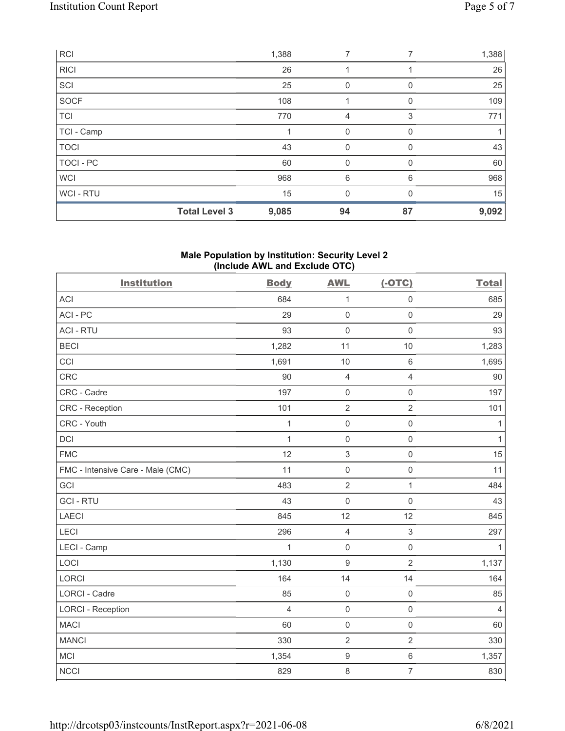| RCI | | 1,388 | 7 | 7 | 1,388 |
|---|---|---|---|---|---|
| RICI | | 26 | 1 | 1 | 26 |
| SCI | | 25 | 0 | 0 | 25 |
| SOCF | | 108 | 1 | 0 | 109 |
| TCI | | 770 | 4 | 3 | 771 |
| TCI - Camp | | 1 | 0 | 0 | 1 |
| TOCI | | 43 | 0 | 0 | 43 |
| TOCI - PC | | 60 | 0 | 0 | 60 |
| WCI | | 968 | 6 | 6 | 968 |
| WCI - RTU | | 15 | 0 | 0 | 15 |
| | **Total Level 3** | 9,085 | 94 | 87 | 9,092 |

**Male Population by Institution: Security Level 2 (Include AWL and Exclude OTC)**

| Institution | Body | AWL | (-OTC) | Total |
|---|---|---|---|---|
| ACI | 684 | 1 | 0 | 685 |
| ACI - PC | 29 | 0 | 0 | 29 |
| ACI - RTU | 93 | 0 | 0 | 93 |
| BECI | 1,282 | 11 | 10 | 1,283 |
| CCI | 1,691 | 10 | 6 | 1,695 |
| CRC | 90 | 4 | 4 | 90 |
| CRC - Cadre | 197 | 0 | 0 | 197 |
| CRC - Reception | 101 | 2 | 2 | 101 |
| CRC - Youth | 1 | 0 | 0 | 1 |
| DCI | 1 | 0 | 0 | 1 |
| FMC | 12 | 3 | 0 | 15 |
| FMC - Intensive Care - Male (CMC) | 11 | 0 | 0 | 11 |
| GCI | 483 | 2 | 1 | 484 |
| GCI - RTU | 43 | 0 | 0 | 43 |
| LAECI | 845 | 12 | 12 | 845 |
| LECI | 296 | 4 | 3 | 297 |
| LECI - Camp | 1 | 0 | 0 | 1 |
| LOCI | 1,130 | 9 | 2 | 1,137 |
| LORCI | 164 | 14 | 14 | 164 |
| LORCI - Cadre | 85 | 0 | 0 | 85 |
| LORCI - Reception | 4 | 0 | 0 | 4 |
| MACI | 60 | 0 | 0 | 60 |
| MANCI | 330 | 2 | 2 | 330 |
| MCI | 1,354 | 9 | 6 | 1,357 |
| NCCI | 829 | 8 | 7 | 830 |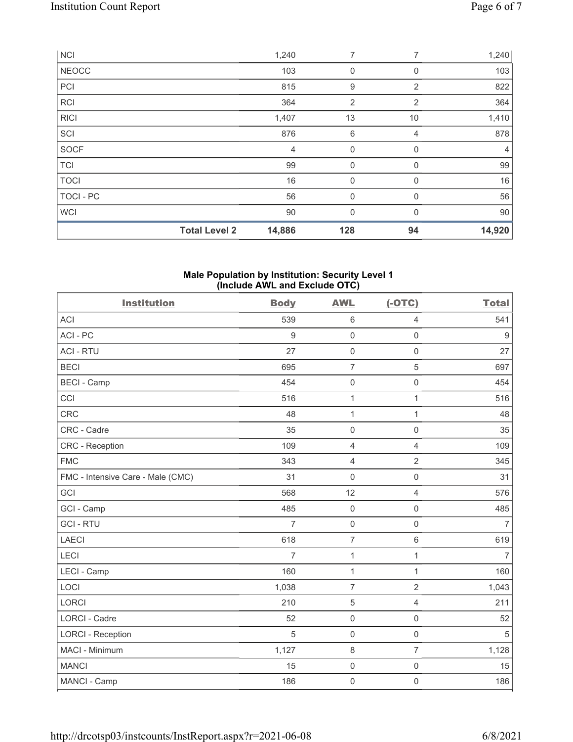| | Body | AWL | (-OTC) | Total |
|---|---|---|---|---|
| NCI | 1,240 | 7 | 7 | 1,240 |
| NEOCC | 103 | 0 | 0 | 103 |
| PCI | 815 | 9 | 2 | 822 |
| RCI | 364 | 2 | 2 | 364 |
| RICI | 1,407 | 13 | 10 | 1,410 |
| SCI | 876 | 6 | 4 | 878 |
| SOCF | 4 | 0 | 0 | 4 |
| TCI | 99 | 0 | 0 | 99 |
| TOCI | 16 | 0 | 0 | 16 |
| TOCI - PC | 56 | 0 | 0 | 56 |
| WCI | 90 | 0 | 0 | 90 |
| **Total Level 2** | **14,886** | **128** | **94** | **14,920** |

## Male Population by Institution: Security Level 1 (Include AWL and Exclude OTC)

| Institution | Body | AWL | (-OTC) | Total |
|---|---|---|---|---|
| ACI | 539 | 6 | 4 | 541 |
| ACI - PC | 9 | 0 | 0 | 9 |
| ACI - RTU | 27 | 0 | 0 | 27 |
| BECI | 695 | 7 | 5 | 697 |
| BECI - Camp | 454 | 0 | 0 | 454 |
| CCI | 516 | 1 | 1 | 516 |
| CRC | 48 | 1 | 1 | 48 |
| CRC - Cadre | 35 | 0 | 0 | 35 |
| CRC - Reception | 109 | 4 | 4 | 109 |
| FMC | 343 | 4 | 2 | 345 |
| FMC - Intensive Care - Male (CMC) | 31 | 0 | 0 | 31 |
| GCI | 568 | 12 | 4 | 576 |
| GCI - Camp | 485 | 0 | 0 | 485 |
| GCI - RTU | 7 | 0 | 0 | 7 |
| LAECI | 618 | 7 | 6 | 619 |
| LECI | 7 | 1 | 1 | 7 |
| LECI - Camp | 160 | 1 | 1 | 160 |
| LOCI | 1,038 | 7 | 2 | 1,043 |
| LORCI | 210 | 5 | 4 | 211 |
| LORCI - Cadre | 52 | 0 | 0 | 52 |
| LORCI - Reception | 5 | 0 | 0 | 5 |
| MACI - Minimum | 1,127 | 8 | 7 | 1,128 |
| MANCI | 15 | 0 | 0 | 15 |
| MANCI - Camp | 186 | 0 | 0 | 186 |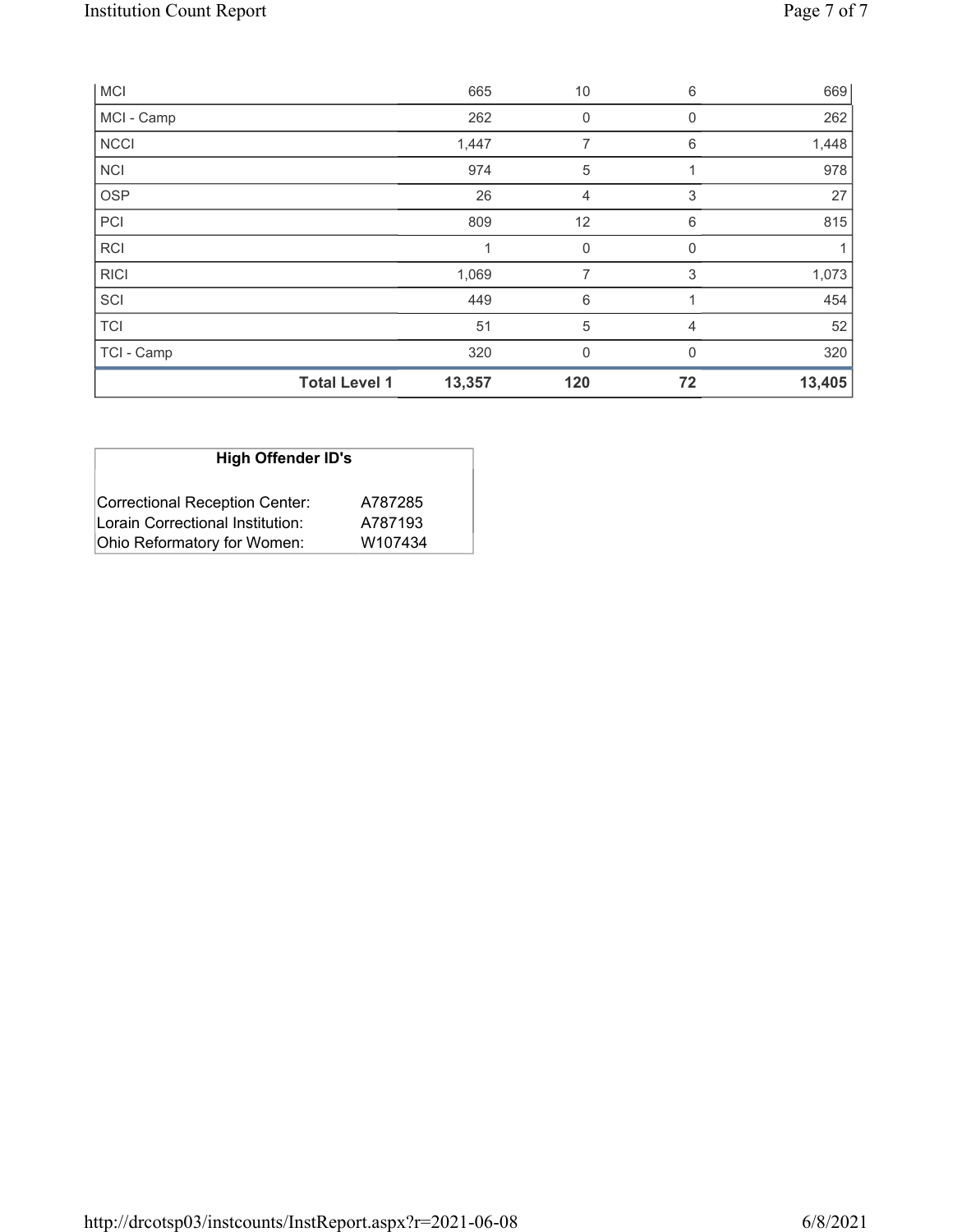| | | | | |
|---|---|---|---|---|
| MCI | 665 | 10 | 6 | 669 |
| MCI - Camp | 262 | 0 | 0 | 262 |
| NCCI | 1,447 | 7 | 6 | 1,448 |
| NCI | 974 | 5 | 1 | 978 |
| OSP | 26 | 4 | 3 | 27 |
| PCI | 809 | 12 | 6 | 815 |
| RCI | 1 | 0 | 0 | 1 |
| RICI | 1,069 | 7 | 3 | 1,073 |
| SCI | 449 | 6 | 1 | 454 |
| TCI | 51 | 5 | 4 | 52 |
| TCI - Camp | 320 | 0 | 0 | 320 |
| **Total Level 1** | **13,357** | **120** | **72** | **13,405** |

| **High Offender ID's** | |
|---|---|
| Correctional Reception Center: | A787285 |
| Lorain Correctional Institution: | A787193 |
| Ohio Reformatory for Women: | W107434 |